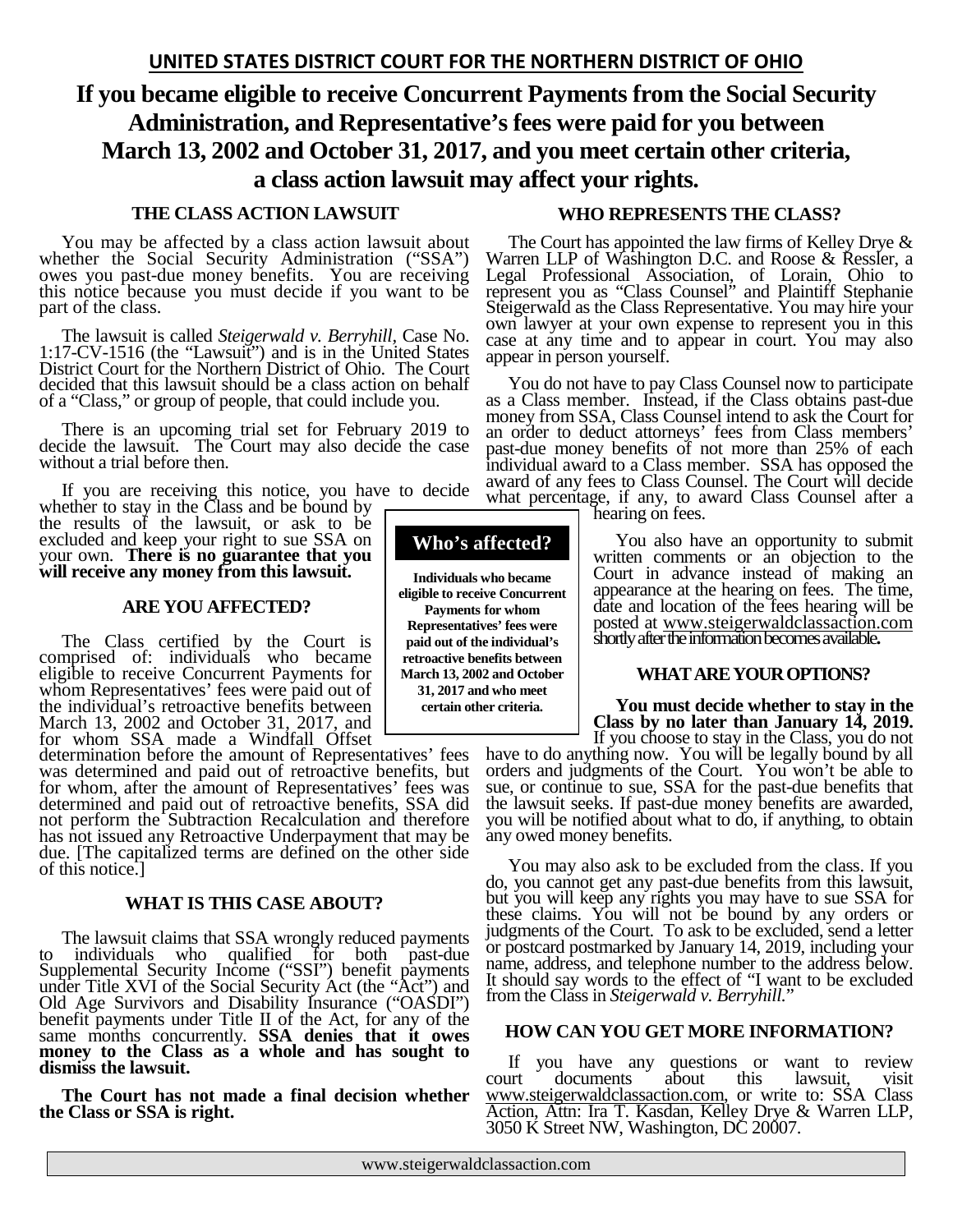**UNITED STATES DISTRICT COURT FOR THE NORTHERN DISTRICT OF OHIO**

# If you became eligible to receive Concurrent Payments from the Social Security Administration, and Representative's fees were paid for you between March 13, 2002 and October 31, 2017, and you meet certain other criteria, a class action lawsuit may affect your rights.

## THE CLASS ACTION LAWSUIT

You may be affected by a class action lawsuit about whether the Social Security Administration ("SSA") owes you past-due money benefits. You are receiving this notice because you must decide if you want to be part of the class.

The lawsuit is called *Steigerwald v. Berryhill*, Case No. 1:17-CV-1516 (the "Lawsuit") and is in the United States District Court for the Northern District of Ohio. The Court decided that this lawsuit should be a class action on behalf of a "Class," or group of people, that could include you.

There is an upcoming trial set for February 2019 to decide the lawsuit. The Court may also decide the case without a trial before then.

If you are receiving this notice, you have to decide whether to stay in the Class and be bound by the results of the lawsuit, or ask to be excluded and keep your right to sue SSA on your own. **There is no guarantee that you will receive any money from this lawsuit.**

## ARE YOU AFFECTED?

The Class certified by the Court is comprised of: individuals who became eligible to receive Concurrent Payments for whom Representatives' fees were paid out of the individual's retroactive benefits between March 13, 2002 and October 31, 2017, and for whom SSA made a Windfall Offset determination before the amount of Representatives' fees was determined and paid out of retroactive benefits, but for whom, after the amount of Representatives' fees was determined and paid out of retroactive benefits, SSA did not perform the Subtraction Recalculation and therefore has not issued any Retroactive Underpayment that may be due. [The capitalized terms are defined on the other side of this notice.]

## Who's affected?

**Individuals who became eligible to receive Concurrent Payments for whom Representatives' fees were paid out of the individual's retroactive benefits between March 13, 2002 and October 31, 2017 and who meet certain other criteria.**

## WHAT IS THIS CASE ABOUT?

The lawsuit claims that SSA wrongly reduced payments to individuals who qualified for both past-due Supplemental Security Income ("SSI") benefit payments under Title XVI of the Social Security Act (the "Act") and Old Age Survivors and Disability Insurance ("OASDI") benefit payments under Title II of the Act, for any of the same months concurrently. **SSA denies that it owes money to the Class as a whole and has sought to dismiss the lawsuit.**

**The Court has not made a final decision whether the Class or SSA is right.**

## WHO REPRESENTS THE CLASS?

The Court has appointed the law firms of Kelley Drye & Warren LLP of Washington D.C. and Roose & Ressler, a Legal Professional Association, of Lorain, Ohio to represent you as "Class Counsel" and Plaintiff Stephanie Steigerwald as the Class Representative. You may hire your own lawyer at your own expense to represent you in this case at any time and to appear in court. You may also appear in person yourself.

You do not have to pay Class Counsel now to participate as a Class member. Instead, if the Class obtains past-due money from SSA, Class Counsel intend to ask the Court for an order to deduct attorneys' fees from Class members' past-due money benefits of not more than 25% of each individual award to a Class member. SSA has opposed the award of any fees to Class Counsel. The Court will decide what percentage, if any, to award Class Counsel after a hearing on fees.

You also have an opportunity to submit written comments or an objection to the Court in advance instead of making an appearance at the hearing on fees. The time, date and location of the fees hearing will be posted at www.steigerwaldclassaction.com shortly after the information becomes available**.**

## WHAT ARE YOUR OPTIONS?

**You must decide whether to stay in the Class by no later than January 14, 2019.** If you choose to stay in the Class, you do not have to do anything now. You will be legally bound by all orders and judgments of the Court. You won't be able to sue, or continue to sue, SSA for the past-due benefits that the lawsuit seeks. If past-due money benefits are awarded, you will be notified about what to do, if anything, to obtain any owed money benefits.

You may also ask to be excluded from the class. If you do, you cannot get any past-due benefits from this lawsuit, but you will keep any rights you may have to sue SSA for these claims. You will not be bound by any orders or judgments of the Court. To ask to be excluded, send a letter or postcard postmarked by January 14, 2019, including your name, address, and telephone number to the address below. It should say words to the effect of "I want to be excluded from the Class in *Steigerwald v. Berryhill.*"

## HOW CAN YOU GET MORE INFORMATION?

If you have any questions or want to review court documents about this lawsuit, visit www.steigerwaldclassaction.com, or write to: SSA Class Action, Attn: Ira T. Kasdan, Kelley Drye & Warren LLP, 3050 K Street NW, Washington, DC 20007.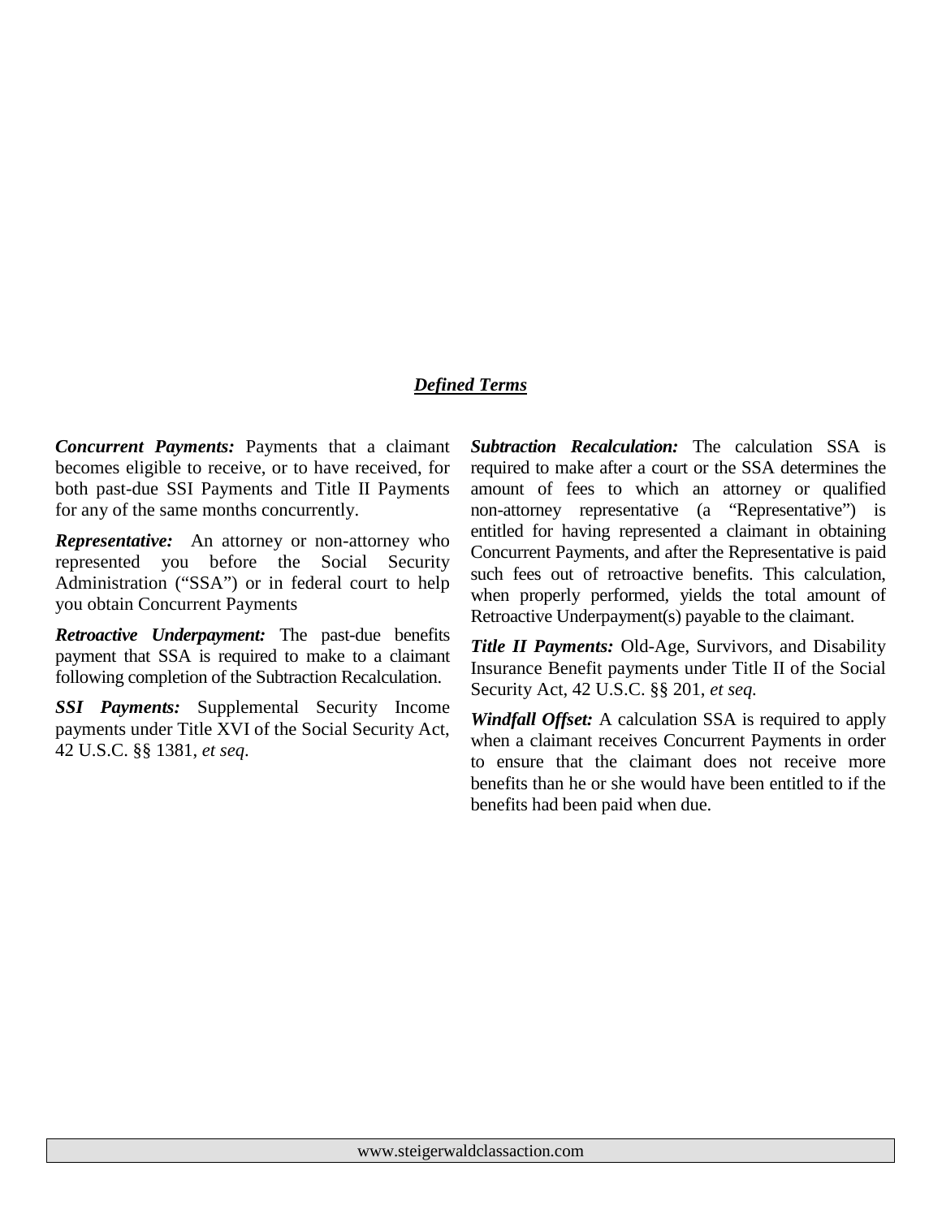***Defined Terms***

***Concurrent Payments:*** Payments that a claimant becomes eligible to receive, or to have received, for both past-due SSI Payments and Title II Payments for any of the same months concurrently.

***Representative:*** An attorney or non-attorney who represented you before the Social Security Administration ("SSA") or in federal court to help you obtain Concurrent Payments

***Retroactive Underpayment:*** The past-due benefits payment that SSA is required to make to a claimant following completion of the Subtraction Recalculation.

***SSI Payments:*** Supplemental Security Income payments under Title XVI of the Social Security Act, 42 U.S.C. §§ 1381, *et seq*.

***Subtraction Recalculation:*** The calculation SSA is required to make after a court or the SSA determines the amount of fees to which an attorney or qualified non-attorney representative (a "Representative") is entitled for having represented a claimant in obtaining Concurrent Payments, and after the Representative is paid such fees out of retroactive benefits. This calculation, when properly performed, yields the total amount of Retroactive Underpayment(s) payable to the claimant.

***Title II Payments:*** Old-Age, Survivors, and Disability Insurance Benefit payments under Title II of the Social Security Act, 42 U.S.C. §§ 201, *et seq.*

***Windfall Offset:*** A calculation SSA is required to apply when a claimant receives Concurrent Payments in order to ensure that the claimant does not receive more benefits than he or she would have been entitled to if the benefits had been paid when due.

www.steigerwaldclassaction.com